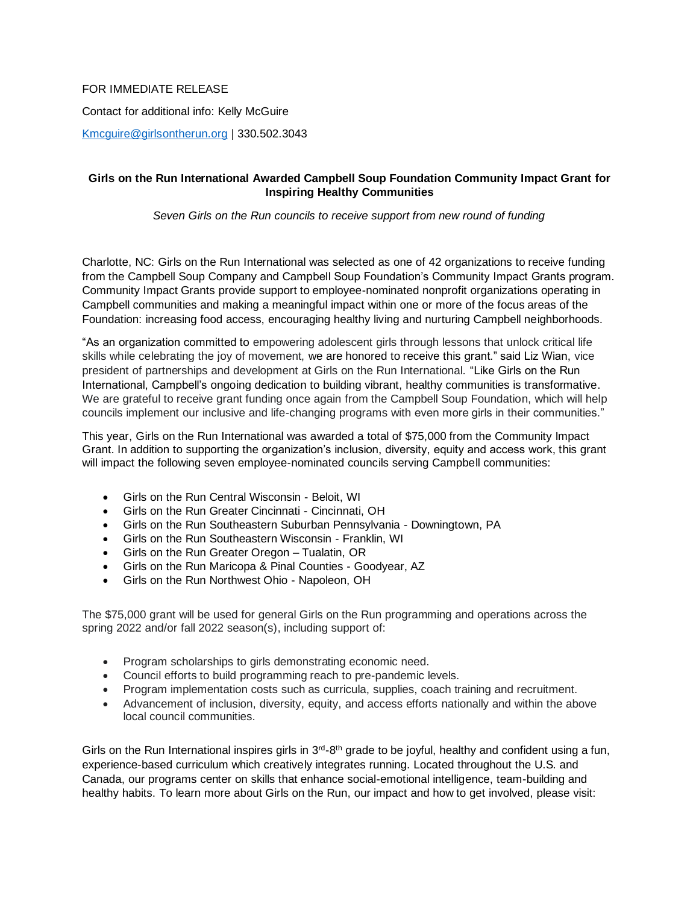FOR IMMEDIATE RELEASE

Contact for additional info: Kelly McGuire

[Kmcguire@girlsontherun.org](mailto:Kmcguire@girlsontherun.org) | 330.502.3043

**Girls on the Run International Awarded Campbell Soup Foundation Community Impact Grant for Inspiring Healthy Communities**

*Seven Girls on the Run councils to receive support from new round of funding*

Charlotte, NC: Girls on the Run International was selected as one of 42 organizations to receive funding from the Campbell Soup Company and Campbell Soup Foundation's Community Impact Grants program. Community Impact Grants provide support to employee-nominated nonprofit organizations operating in Campbell communities and making a meaningful impact within one or more of the focus areas of the Foundation: increasing food access, encouraging healthy living and nurturing Campbell neighborhoods.

"As an organization committed to empowering adolescent girls through lessons that unlock critical life skills while celebrating the joy of movement, we are honored to receive this grant." said Liz Wian, vice president of partnerships and development at Girls on the Run International. "Like Girls on the Run International, Campbell's ongoing dedication to building vibrant, healthy communities is transformative. We are grateful to receive grant funding once again from the Campbell Soup Foundation, which will help councils implement our inclusive and life-changing programs with even more girls in their communities."

This year, Girls on the Run International was awarded a total of $75,000 from the Community Impact Grant. In addition to supporting the organization's inclusion, diversity, equity and access work, this grant will impact the following seven employee-nominated councils serving Campbell communities:

- Girls on the Run Central Wisconsin - Beloit, WI
- Girls on the Run Greater Cincinnati - Cincinnati, OH
- Girls on the Run Southeastern Suburban Pennsylvania - Downingtown, PA
- Girls on the Run Southeastern Wisconsin - Franklin, WI
- Girls on the Run Greater Oregon – Tualatin, OR
- Girls on the Run Maricopa & Pinal Counties - Goodyear, AZ
- Girls on the Run Northwest Ohio - Napoleon, OH

The $75,000 grant will be used for general Girls on the Run programming and operations across the spring 2022 and/or fall 2022 season(s), including support of:

- Program scholarships to girls demonstrating economic need.
- Council efforts to build programming reach to pre-pandemic levels.
- Program implementation costs such as curricula, supplies, coach training and recruitment.
- Advancement of inclusion, diversity, equity, and access efforts nationally and within the above local council communities.

Girls on the Run International inspires girls in 3rd-8th grade to be joyful, healthy and confident using a fun, experience-based curriculum which creatively integrates running. Located throughout the U.S. and Canada, our programs center on skills that enhance social-emotional intelligence, team-building and healthy habits. To learn more about Girls on the Run, our impact and how to get involved, please visit: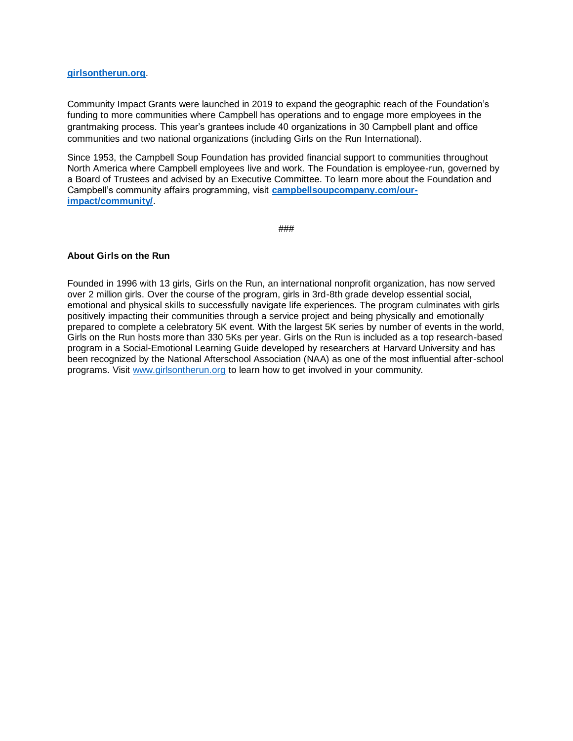**girlsontherun.org**.

Community Impact Grants were launched in 2019 to expand the geographic reach of the Foundation's funding to more communities where Campbell has operations and to engage more employees in the grantmaking process. This year's grantees include 40 organizations in 30 Campbell plant and office communities and two national organizations (including Girls on the Run International).

Since 1953, the Campbell Soup Foundation has provided financial support to communities throughout North America where Campbell employees live and work. The Foundation is employee-run, governed by a Board of Trustees and advised by an Executive Committee. To learn more about the Foundation and Campbell's community affairs programming, visit **campbellsoupcompany.com/our-impact/community/**.

###

**About Girls on the Run**

Founded in 1996 with 13 girls, Girls on the Run, an international nonprofit organization, has now served over 2 million girls. Over the course of the program, girls in 3rd-8th grade develop essential social, emotional and physical skills to successfully navigate life experiences. The program culminates with girls positively impacting their communities through a service project and being physically and emotionally prepared to complete a celebratory 5K event. With the largest 5K series by number of events in the world, Girls on the Run hosts more than 330 5Ks per year. Girls on the Run is included as a top research-based program in a Social-Emotional Learning Guide developed by researchers at Harvard University and has been recognized by the National Afterschool Association (NAA) as one of the most influential after-school programs. Visit www.girlsontherun.org to learn how to get involved in your community.